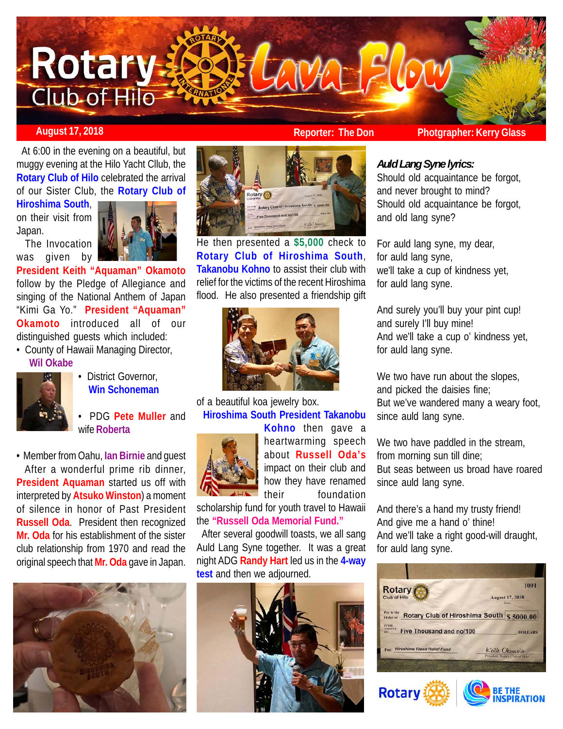# Rotary Club of Hilo — Lava Flow

**August 17, 2018** | **Reporter: The Don** | **Photgrapher: Kerry Glass**

At 6:00 in the evening on a beautiful, but muggy evening at the Hilo Yacht Cllub, the **Rotary Club of Hilo** celebrated the arrival of our Sister Club, the **Rotary Club of Hiroshima South**, on their visit from Japan.

The Invocation was given by **President Keith "Aquaman" Okamoto** follow by the Pledge of Allegiance and singing of the National Anthem of Japan "Kimi Ga Yo." **President "Aquaman" Okamoto** introduced all of our distinguished guests which included:

- County of Hawaii Managing Director, **Wil Okabe**
- District Governor, **Win Schoneman**
- PDG **Pete Muller** and wife **Roberta**
- Member from Oahu, **Ian Birnie** and guest

After a wonderful prime rib dinner, **President Aquaman** started us off with interpreted by **Atsuko Winston**) a moment of silence in honor of Past President **Russell Oda**. President then recognized **Mr. Oda** for his establishment of the sister club relationship from 1970 and read the original speech that **Mr. Oda** gave in Japan.

He then presented a **$5,000** check to **Rotary Club of Hiroshima South**, **Takanobu Kohno** to assist their club with relief for the victims of the recent Hiroshima flood. He also presented a friendship gift of a beautiful koa jewelry box.

**Hiroshima South President Takanobu Kohno** then gave a heartwarming speech about **Russell Oda's** impact on their club and how they have renamed their foundation scholarship fund for youth travel to Hawaii the **"Russell Oda Memorial Fund."**

After several goodwill toasts, we all sang Auld Lang Syne together. It was a great night ADG **Randy Hart** led us in the **4-way test** and then we adjourned.

***Auld Lang Syne lyrics:***

Should old acquaintance be forgot,
and never brought to mind?
Should old acquaintance be forgot,
and old lang syne?

For auld lang syne, my dear,
for auld lang syne,
we'll take a cup of kindness yet,
for auld lang syne.

And surely you'll buy your pint cup!
and surely I'll buy mine!
And we'll take a cup o' kindness yet,
for auld lang syne.

We two have run about the slopes,
and picked the daisies fine;
But we've wandered many a weary foot,
since auld lang syne.

We two have paddled in the stream,
from morning sun till dine;
But seas between us broad have roared
since auld lang syne.

And there's a hand my trusty friend!
And give me a hand o' thine!
And we'll take a right good-will draught,
for auld lang syne.

Rotary Club of Hilo — 1001 — August 17, 2018
Pay to the Order of: Rotary Club of Hiroshima South $ 5000.00
Five Thousand and no/100 DOLLARS
For: Hiroshima Flood Relief Fund — Keith Okamoto, President, Rotary Club of Hilo

Rotary | BE THE INSPIRATION